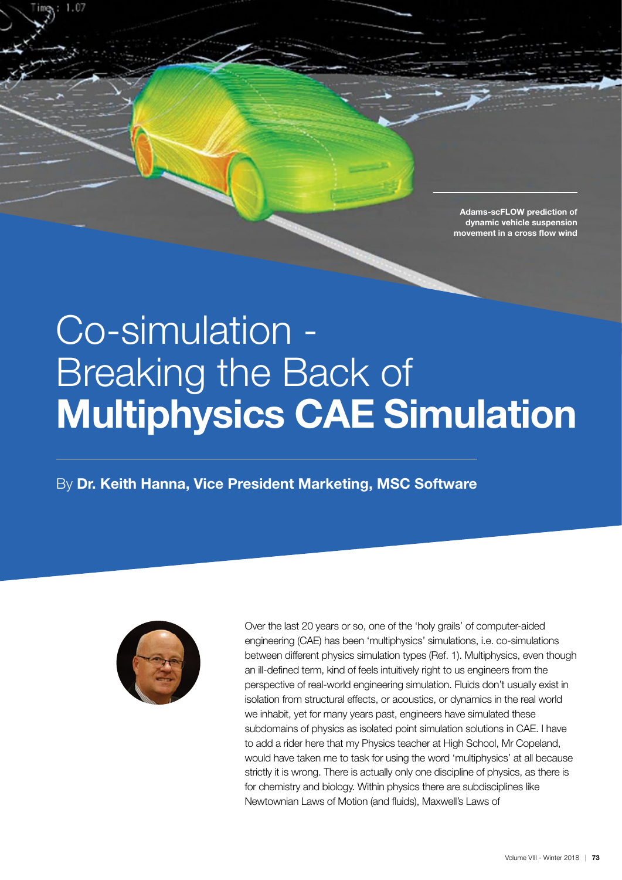Adams-scFLOW prediction of dynamic vehicle suspension movement in a cross flow wind

# Co-simulation - Breaking the Back of **Multiphysics CAE Simulation**

By **Dr. Keith Hanna, Vice President Marketing, MSC Software**

Over the last 20 years or so, one of the 'holy grails' of computer-aided engineering (CAE) has been 'multiphysics' simulations, i.e. co-simulations between different physics simulation types (Ref. 1). Multiphysics, even though an ill-defined term, kind of feels intuitively right to us engineers from the perspective of real-world engineering simulation. Fluids don't usually exist in isolation from structural effects, or acoustics, or dynamics in the real world we inhabit, yet for many years past, engineers have simulated these subdomains of physics as isolated point simulation solutions in CAE. I have to add a rider here that my Physics teacher at High School, Mr Copeland, would have taken me to task for using the word 'multiphysics' at all because strictly it is wrong. There is actually only one discipline of physics, as there is for chemistry and biology. Within physics there are subdisciplines like Newtownian Laws of Motion (and fluids), Maxwell's Laws of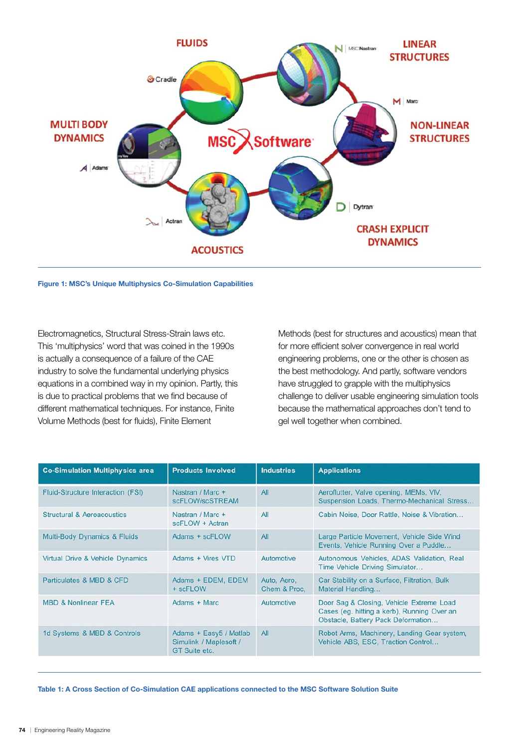Figure 1: MSC's Unique Multiphysics Co-Simulation Capabilities

Electromagnetics, Structural Stress-Strain laws etc. This 'multiphysics' word that was coined in the 1990s is actually a consequence of a failure of the CAE industry to solve the fundamental underlying physics equations in a combined way in my opinion. Partly, this is due to practical problems that we find because of different mathematical techniques. For instance, Finite Volume Methods (best for fluids), Finite Element Methods (best for structures and acoustics) mean that for more efficient solver convergence in real world engineering problems, one or the other is chosen as the best methodology. And partly, software vendors have struggled to grapple with the multiphysics challenge to deliver usable engineering simulation tools because the mathematical approaches don't tend to gel well together when combined.

| Co-Simulation Multiphysics area | Products Involved | Industries | Applications |
|---|---|---|---|
| Fluid-Structure Interaction (FSI) | Nastran / Marc + scFLOW/scSTREAM | All | Aeroflutter, Valve opening, MEMs, VIV, Suspension Loads, Thermo-Mechanical Stress... |
| Structural & Aeroacoustics | Nastran / Marc + scFLOW + Actran | All | Cabin Noise, Door Rattle, Noise & Vibration... |
| Multi-Body Dynamics & Fluids | Adams + scFLOW | All | Large Particle Movement, Vehicle Side Wind Events, Vehicle Running Over a Puddle... |
| Virtual Drive & Vehicle Dynamics | Adams + Vires VTD | Automotive | Autonomous Vehicles, ADAS Validation, Real Time Vehicle Driving Simulator... |
| Particulates & MBD & CFD | Adams + EDEM, EDEM + scFLOW | Auto, Aero, Chem & Proc, | Car Stability on a Surface, Filtration, Bulk Material Handling... |
| MBD & Nonlinear FEA | Adams + Marc | Automotive | Door Sag & Closing, Vehicle Extreme Load Cases (eg. hitting a kerb), Running Over an Obstacle, Battery Pack Deformation... |
| 1d Systems & MBD & Controls | Adams + Easy5 / Matlab Simulink / Maplesoft / GT Suite etc. | All | Robot Arms, Machinery, Landing Gear system, Vehicle ABS, ESC, Traction Control... |

Table 1: A Cross Section of Co-Simulation CAE applications connected to the MSC Software Solution Suite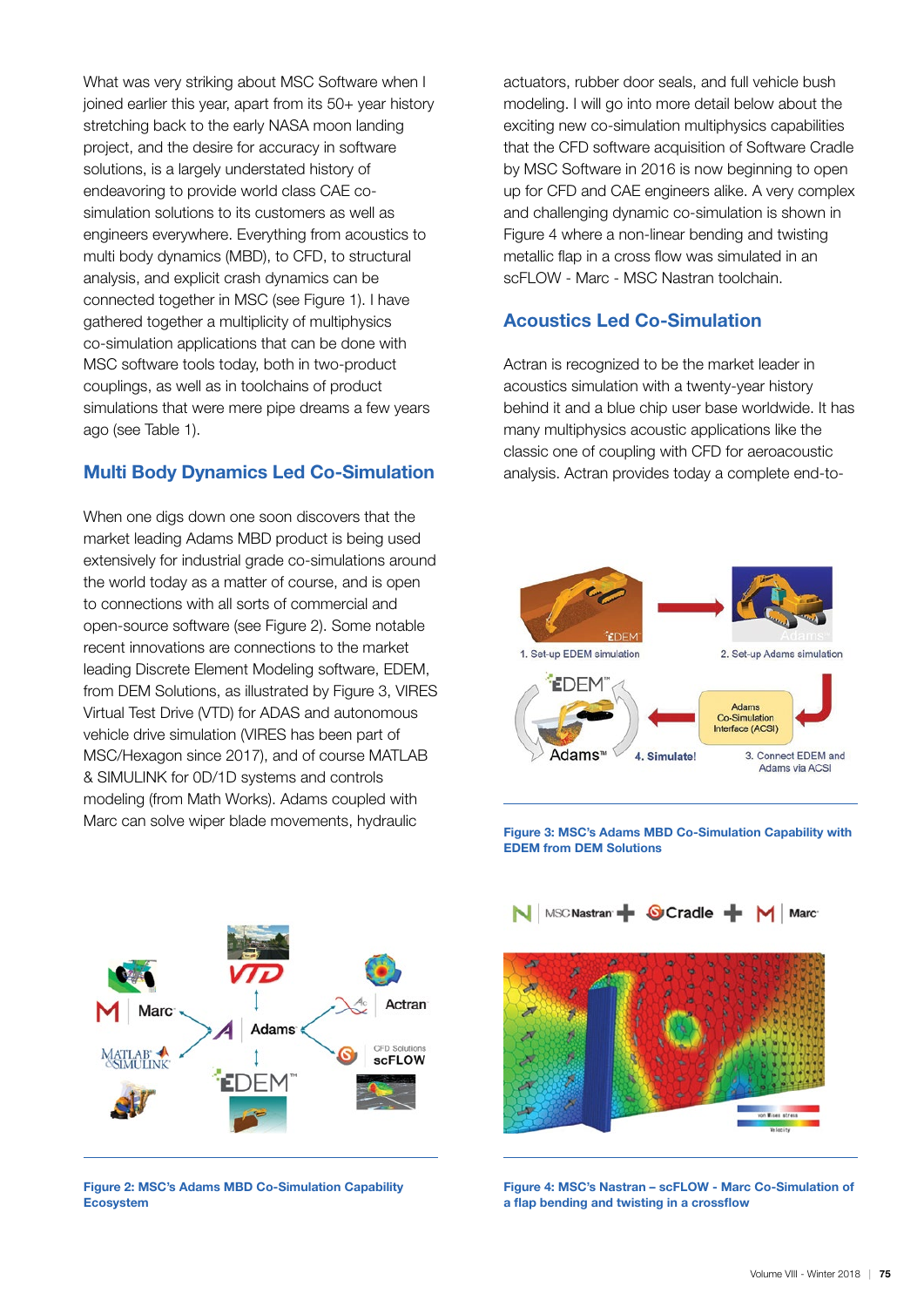What was very striking about MSC Software when I joined earlier this year, apart from its 50+ year history stretching back to the early NASA moon landing project, and the desire for accuracy in software solutions, is a largely understated history of endeavoring to provide world class CAE co-simulation solutions to its customers as well as engineers everywhere. Everything from acoustics to multi body dynamics (MBD), to CFD, to structural analysis, and explicit crash dynamics can be connected together in MSC (see Figure 1). I have gathered together a multiplicity of multiphysics co-simulation applications that can be done with MSC software tools today, both in two-product couplings, as well as in toolchains of product simulations that were mere pipe dreams a few years ago (see Table 1).

## Multi Body Dynamics Led Co-Simulation

When one digs down one soon discovers that the market leading Adams MBD product is being used extensively for industrial grade co-simulations around the world today as a matter of course, and is open to connections with all sorts of commercial and open-source software (see Figure 2). Some notable recent innovations are connections to the market leading Discrete Element Modeling software, EDEM, from DEM Solutions, as illustrated by Figure 3, VIRES Virtual Test Drive (VTD) for ADAS and autonomous vehicle drive simulation (VIRES has been part of MSC/Hexagon since 2017), and of course MATLAB & SIMULINK for 0D/1D systems and controls modeling (from Math Works). Adams coupled with Marc can solve wiper blade movements, hydraulic actuators, rubber door seals, and full vehicle bush modeling. I will go into more detail below about the exciting new co-simulation multiphysics capabilities that the CFD software acquisition of Software Cradle by MSC Software in 2016 is now beginning to open up for CFD and CAE engineers alike. A very complex and challenging dynamic co-simulation is shown in Figure 4 where a non-linear bending and twisting metallic flap in a cross flow was simulated in an scFLOW - Marc - MSC Nastran toolchain.

Figure 2: MSC's Adams MBD Co-Simulation Capability Ecosystem

## Acoustics Led Co-Simulation

Actran is recognized to be the market leader in acoustics simulation with a twenty-year history behind it and a blue chip user base worldwide. It has many multiphysics acoustic applications like the classic one of coupling with CFD for aeroacoustic analysis. Actran provides today a complete end-to-

Figure 3: MSC's Adams MBD Co-Simulation Capability with EDEM from DEM Solutions

Figure 4: MSC's Nastran – scFLOW - Marc Co-Simulation of a flap bending and twisting in a crossflow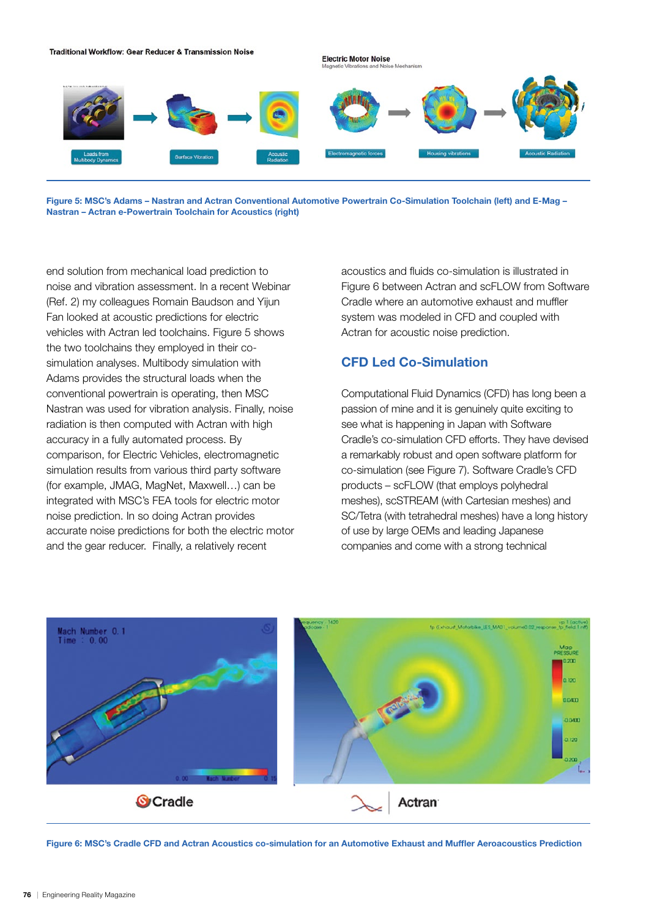Figure 5: MSC's Adams – Nastran and Actran Conventional Automotive Powertrain Co-Simulation Toolchain (left) and E-Mag – Nastran – Actran e-Powertrain Toolchain for Acoustics (right)

end solution from mechanical load prediction to noise and vibration assessment. In a recent Webinar (Ref. 2) my colleagues Romain Baudson and Yijun Fan looked at acoustic predictions for electric vehicles with Actran led toolchains. Figure 5 shows the two toolchains they employed in their co-simulation analyses. Multibody simulation with Adams provides the structural loads when the conventional powertrain is operating, then MSC Nastran was used for vibration analysis. Finally, noise radiation is then computed with Actran with high accuracy in a fully automated process. By comparison, for Electric Vehicles, electromagnetic simulation results from various third party software (for example, JMAG, MagNet, Maxwell…) can be integrated with MSC's FEA tools for electric motor noise prediction. In so doing Actran provides accurate noise predictions for both the electric motor and the gear reducer. Finally, a relatively recent acoustics and fluids co-simulation is illustrated in Figure 6 between Actran and scFLOW from Software Cradle where an automotive exhaust and muffler system was modeled in CFD and coupled with Actran for acoustic noise prediction.

## CFD Led Co-Simulation

Computational Fluid Dynamics (CFD) has long been a passion of mine and it is genuinely quite exciting to see what is happening in Japan with Software Cradle's co-simulation CFD efforts. They have devised a remarkably robust and open software platform for co-simulation (see Figure 7). Software Cradle's CFD products – scFLOW (that employs polyhedral meshes), scSTREAM (with Cartesian meshes) and SC/Tetra (with tetrahedral meshes) have a long history of use by large OEMs and leading Japanese companies and come with a strong technical

Figure 6: MSC's Cradle CFD and Actran Acoustics co-simulation for an Automotive Exhaust and Muffler Aeroacoustics Prediction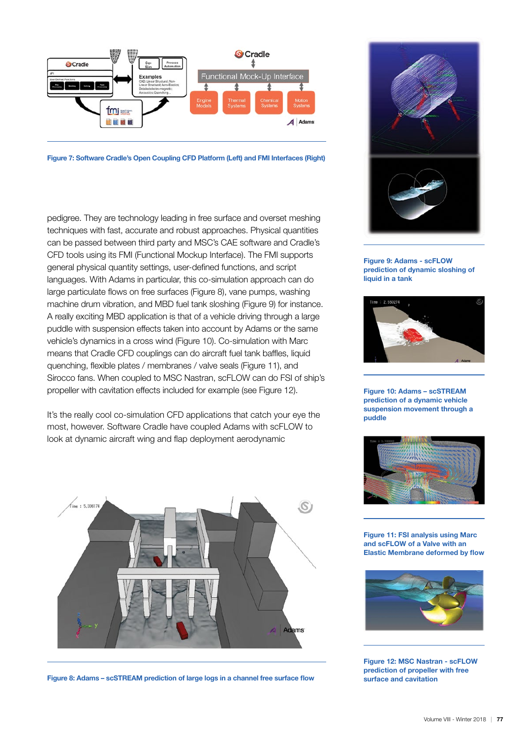Figure 7: Software Cradle's Open Coupling CFD Platform (Left) and FMI Interfaces (Right)

pedigree. They are technology leading in free surface and overset meshing techniques with fast, accurate and robust approaches. Physical quantities can be passed between third party and MSC's CAE software and Cradle's CFD tools using its FMI (Functional Mockup Interface). The FMI supports general physical quantity settings, user-defined functions, and script languages. With Adams in particular, this co-simulation approach can do large particulate flows on free surfaces (Figure 8), vane pumps, washing machine drum vibration, and MBD fuel tank sloshing (Figure 9) for instance. A really exciting MBD application is that of a vehicle driving through a large puddle with suspension effects taken into account by Adams or the same vehicle's dynamics in a cross wind (Figure 10). Co-simulation with Marc means that Cradle CFD couplings can do aircraft fuel tank baffles, liquid quenching, flexible plates / membranes / valve seals (Figure 11), and Sirocco fans. When coupled to MSC Nastran, scFLOW can do FSI of ship's propeller with cavitation effects included for example (see Figure 12).

It's the really cool co-simulation CFD applications that catch your eye the most, however. Software Cradle have coupled Adams with scFLOW to look at dynamic aircraft wing and flap deployment aerodynamic

Figure 8: Adams – scSTREAM prediction of large logs in a channel free surface flow

Figure 9: Adams - scFLOW prediction of dynamic sloshing of liquid in a tank

Figure 10: Adams – scSTREAM prediction of a dynamic vehicle suspension movement through a puddle

Figure 11: FSI analysis using Marc and scFLOW of a Valve with an Elastic Membrane deformed by flow

Figure 12: MSC Nastran - scFLOW prediction of propeller with free surface and cavitation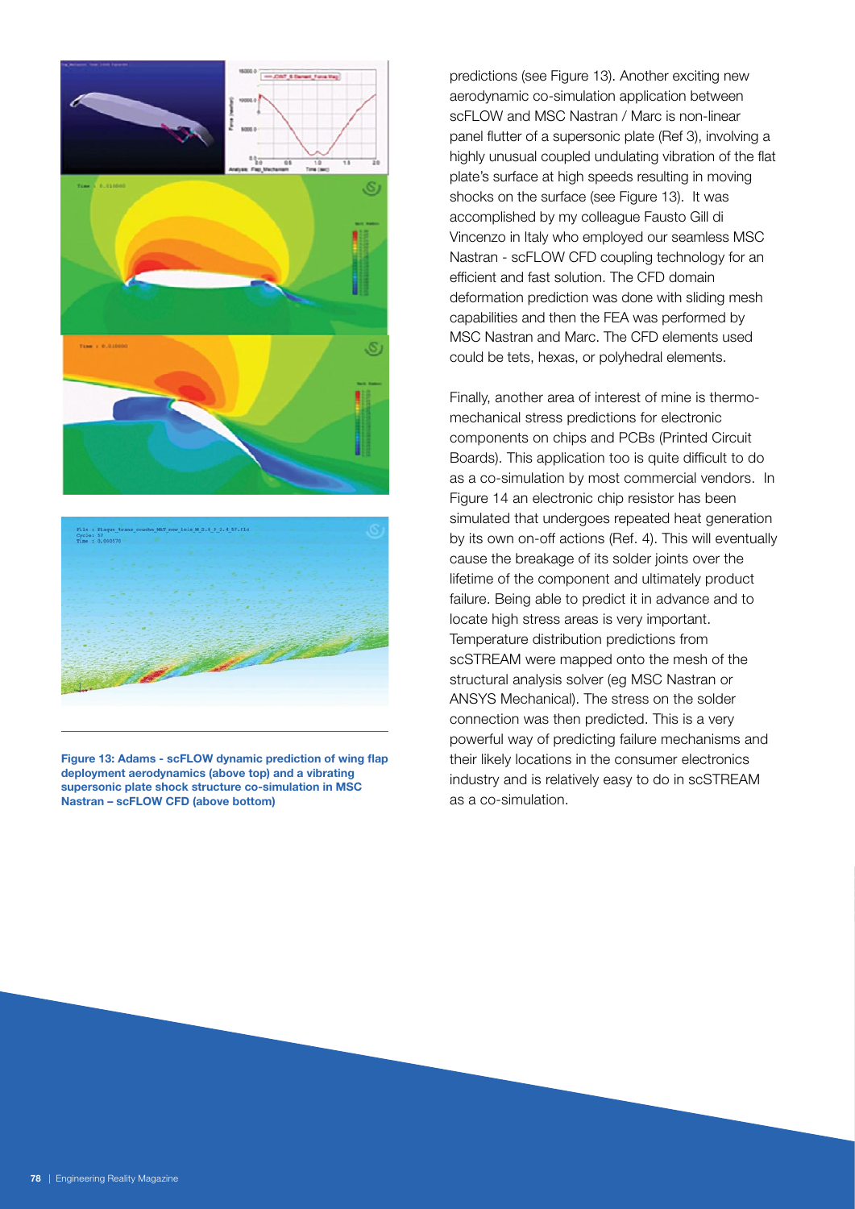Figure 13: Adams - scFLOW dynamic prediction of wing flap deployment aerodynamics (above top) and a vibrating supersonic plate shock structure co-simulation in MSC Nastran – scFLOW CFD (above bottom)

predictions (see Figure 13). Another exciting new aerodynamic co-simulation application between scFLOW and MSC Nastran / Marc is non-linear panel flutter of a supersonic plate (Ref 3), involving a highly unusual coupled undulating vibration of the flat plate's surface at high speeds resulting in moving shocks on the surface (see Figure 13). It was accomplished by my colleague Fausto Gill di Vincenzo in Italy who employed our seamless MSC Nastran - scFLOW CFD coupling technology for an efficient and fast solution. The CFD domain deformation prediction was done with sliding mesh capabilities and then the FEA was performed by MSC Nastran and Marc. The CFD elements used could be tets, hexas, or polyhedral elements.

Finally, another area of interest of mine is thermo-mechanical stress predictions for electronic components on chips and PCBs (Printed Circuit Boards). This application too is quite difficult to do as a co-simulation by most commercial vendors. In Figure 14 an electronic chip resistor has been simulated that undergoes repeated heat generation by its own on-off actions (Ref. 4). This will eventually cause the breakage of its solder joints over the lifetime of the component and ultimately product failure. Being able to predict it in advance and to locate high stress areas is very important. Temperature distribution predictions from scSTREAM were mapped onto the mesh of the structural analysis solver (eg MSC Nastran or ANSYS Mechanical). The stress on the solder connection was then predicted. This is a very powerful way of predicting failure mechanisms and their likely locations in the consumer electronics industry and is relatively easy to do in scSTREAM as a co-simulation.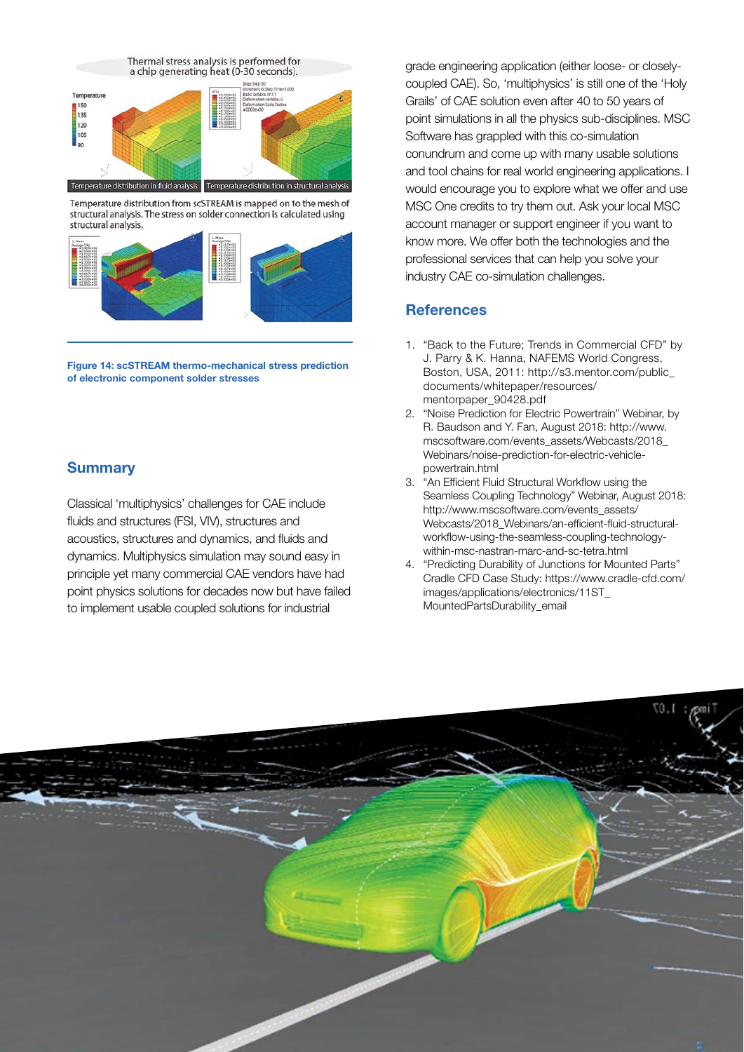Thermal stress analysis is performed for a chip generating heat (0-30 seconds).

Temperature distribution in fluid analysis

Temperature distribution in structural analysis

Temperature distribution from scSTREAM is mapped on to the mesh of structural analysis. The stress on solder connection is calculated using structural analysis.

**Figure 14: scSTREAM thermo-mechanical stress prediction of electronic component solder stresses**

## Summary

Classical 'multiphysics' challenges for CAE include fluids and structures (FSI, VIV), structures and acoustics, structures and dynamics, and fluids and dynamics. Multiphysics simulation may sound easy in principle yet many commercial CAE vendors have had point physics solutions for decades now but have failed to implement usable coupled solutions for industrial grade engineering application (either loose- or closely-coupled CAE). So, 'multiphysics' is still one of the 'Holy Grails' of CAE solution even after 40 to 50 years of point simulations in all the physics sub-disciplines. MSC Software has grappled with this co-simulation conundrum and come up with many usable solutions and tool chains for real world engineering applications. I would encourage you to explore what we offer and use MSC One credits to try them out. Ask your local MSC account manager or support engineer if you want to know more. We offer both the technologies and the professional services that can help you solve your industry CAE co-simulation challenges.

## References

1. "Back to the Future; Trends in Commercial CFD" by J. Parry & K. Hanna, NAFEMS World Congress, Boston, USA, 2011: http://s3.mentor.com/public_documents/whitepaper/resources/mentorpaper_90428.pdf
2. "Noise Prediction for Electric Powertrain" Webinar, by R. Baudson and Y. Fan, August 2018: http://www.mscsoftware.com/events_assets/Webcasts/2018_Webinars/noise-prediction-for-electric-vehicle-powertrain.html
3. "An Efficient Fluid Structural Workflow using the Seamless Coupling Technology" Webinar, August 2018: http://www.mscsoftware.com/events_assets/Webcasts/2018_Webinars/an-efficient-fluid-structural-workflow-using-the-seamless-coupling-technology-within-msc-nastran-marc-and-sc-tetra.html
4. "Predicting Durability of Junctions for Mounted Parts" Cradle CFD Case Study: https://www.cradle-cfd.com/images/applications/electronics/11ST_MountedPartsDurability_email